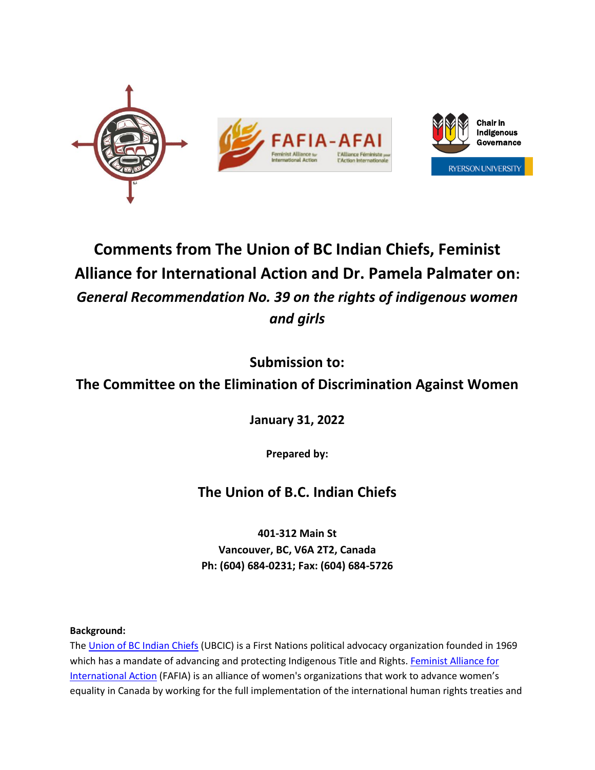# Comments from The Union of BC Indian Chiefs, Feminist Alliance for International Action and Dr. Pamela Palmater on: *General Recommendation No. 39 on the rights of indigenous women and girls*

## Submission to:

## The Committee on the Elimination of Discrimination Against Women

**January 31, 2022**

**Prepared by:**

## The Union of B.C. Indian Chiefs

**401-312 Main St**
**Vancouver, BC, V6A 2T2, Canada**
**Ph: (604) 684-0231; Fax: (604) 684-5726**

**Background:**

The Union of BC Indian Chiefs (UBCIC) is a First Nations political advocacy organization founded in 1969 which has a mandate of advancing and protecting Indigenous Title and Rights. Feminist Alliance for International Action (FAFIA) is an alliance of women's organizations that work to advance women's equality in Canada by working for the full implementation of the international human rights treaties and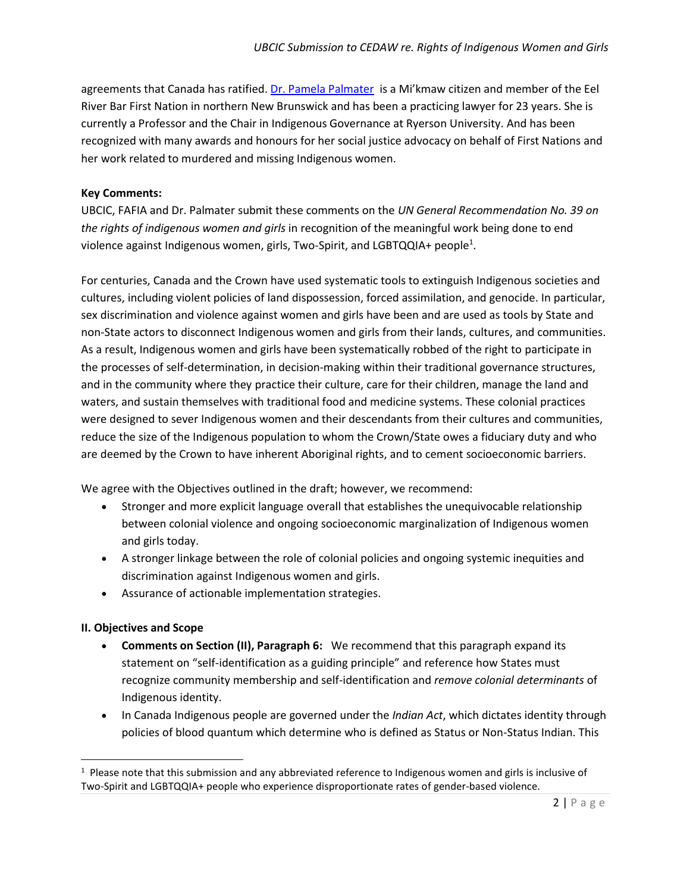agreements that Canada has ratified. [Dr. Pamela Palmater](#) is a Mi'kmaw citizen and member of the Eel River Bar First Nation in northern New Brunswick and has been a practicing lawyer for 23 years. She is currently a Professor and the Chair in Indigenous Governance at Ryerson University. And has been recognized with many awards and honours for her social justice advocacy on behalf of First Nations and her work related to murdered and missing Indigenous women.

**Key Comments:**

UBCIC, FAFIA and Dr. Palmater submit these comments on the *UN General Recommendation No. 39 on the rights of indigenous women and girls* in recognition of the meaningful work being done to end violence against Indigenous women, girls, Two-Spirit, and LGBTQQIA+ people[1].

For centuries, Canada and the Crown have used systematic tools to extinguish Indigenous societies and cultures, including violent policies of land dispossession, forced assimilation, and genocide. In particular, sex discrimination and violence against women and girls have been and are used as tools by State and non-State actors to disconnect Indigenous women and girls from their lands, cultures, and communities. As a result, Indigenous women and girls have been systematically robbed of the right to participate in the processes of self-determination, in decision-making within their traditional governance structures, and in the community where they practice their culture, care for their children, manage the land and waters, and sustain themselves with traditional food and medicine systems. These colonial practices were designed to sever Indigenous women and their descendants from their cultures and communities, reduce the size of the Indigenous population to whom the Crown/State owes a fiduciary duty and who are deemed by the Crown to have inherent Aboriginal rights, and to cement socioeconomic barriers.

We agree with the Objectives outlined in the draft; however, we recommend:

- Stronger and more explicit language overall that establishes the unequivocable relationship between colonial violence and ongoing socioeconomic marginalization of Indigenous women and girls today.
- A stronger linkage between the role of colonial policies and ongoing systemic inequities and discrimination against Indigenous women and girls.
- Assurance of actionable implementation strategies.

**II. Objectives and Scope**

- **Comments on Section (II), Paragraph 6:** We recommend that this paragraph expand its statement on "self-identification as a guiding principle" and reference how States must recognize community membership and self-identification and *remove colonial determinants* of Indigenous identity.
- In Canada Indigenous people are governed under the *Indian Act*, which dictates identity through policies of blood quantum which determine who is defined as Status or Non-Status Indian. This

[1] Please note that this submission and any abbreviated reference to Indigenous women and girls is inclusive of Two-Spirit and LGBTQQIA+ people who experience disproportionate rates of gender-based violence.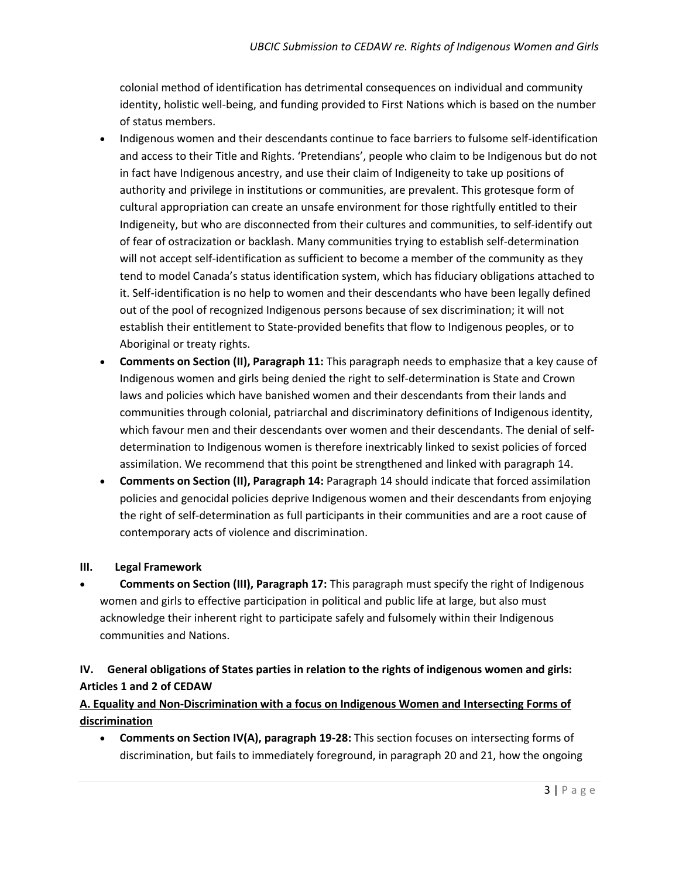colonial method of identification has detrimental consequences on individual and community identity, holistic well-being, and funding provided to First Nations which is based on the number of status members.

- Indigenous women and their descendants continue to face barriers to fulsome self-identification and access to their Title and Rights. 'Pretendians', people who claim to be Indigenous but do not in fact have Indigenous ancestry, and use their claim of Indigeneity to take up positions of authority and privilege in institutions or communities, are prevalent. This grotesque form of cultural appropriation can create an unsafe environment for those rightfully entitled to their Indigeneity, but who are disconnected from their cultures and communities, to self-identify out of fear of ostracization or backlash. Many communities trying to establish self-determination will not accept self-identification as sufficient to become a member of the community as they tend to model Canada's status identification system, which has fiduciary obligations attached to it. Self-identification is no help to women and their descendants who have been legally defined out of the pool of recognized Indigenous persons because of sex discrimination; it will not establish their entitlement to State-provided benefits that flow to Indigenous peoples, or to Aboriginal or treaty rights.
- **Comments on Section (II), Paragraph 11:** This paragraph needs to emphasize that a key cause of Indigenous women and girls being denied the right to self-determination is State and Crown laws and policies which have banished women and their descendants from their lands and communities through colonial, patriarchal and discriminatory definitions of Indigenous identity, which favour men and their descendants over women and their descendants. The denial of self-determination to Indigenous women is therefore inextricably linked to sexist policies of forced assimilation. We recommend that this point be strengthened and linked with paragraph 14.
- **Comments on Section (II), Paragraph 14:** Paragraph 14 should indicate that forced assimilation policies and genocidal policies deprive Indigenous women and their descendants from enjoying the right of self-determination as full participants in their communities and are a root cause of contemporary acts of violence and discrimination.

## III. Legal Framework

- **Comments on Section (III), Paragraph 17:** This paragraph must specify the right of Indigenous women and girls to effective participation in political and public life at large, but also must acknowledge their inherent right to participate safely and fulsomely within their Indigenous communities and Nations.

## IV. General obligations of States parties in relation to the rights of indigenous women and girls: Articles 1 and 2 of CEDAW

### A. Equality and Non-Discrimination with a focus on Indigenous Women and Intersecting Forms of discrimination

- **Comments on Section IV(A), paragraph 19-28:** This section focuses on intersecting forms of discrimination, but fails to immediately foreground, in paragraph 20 and 21, how the ongoing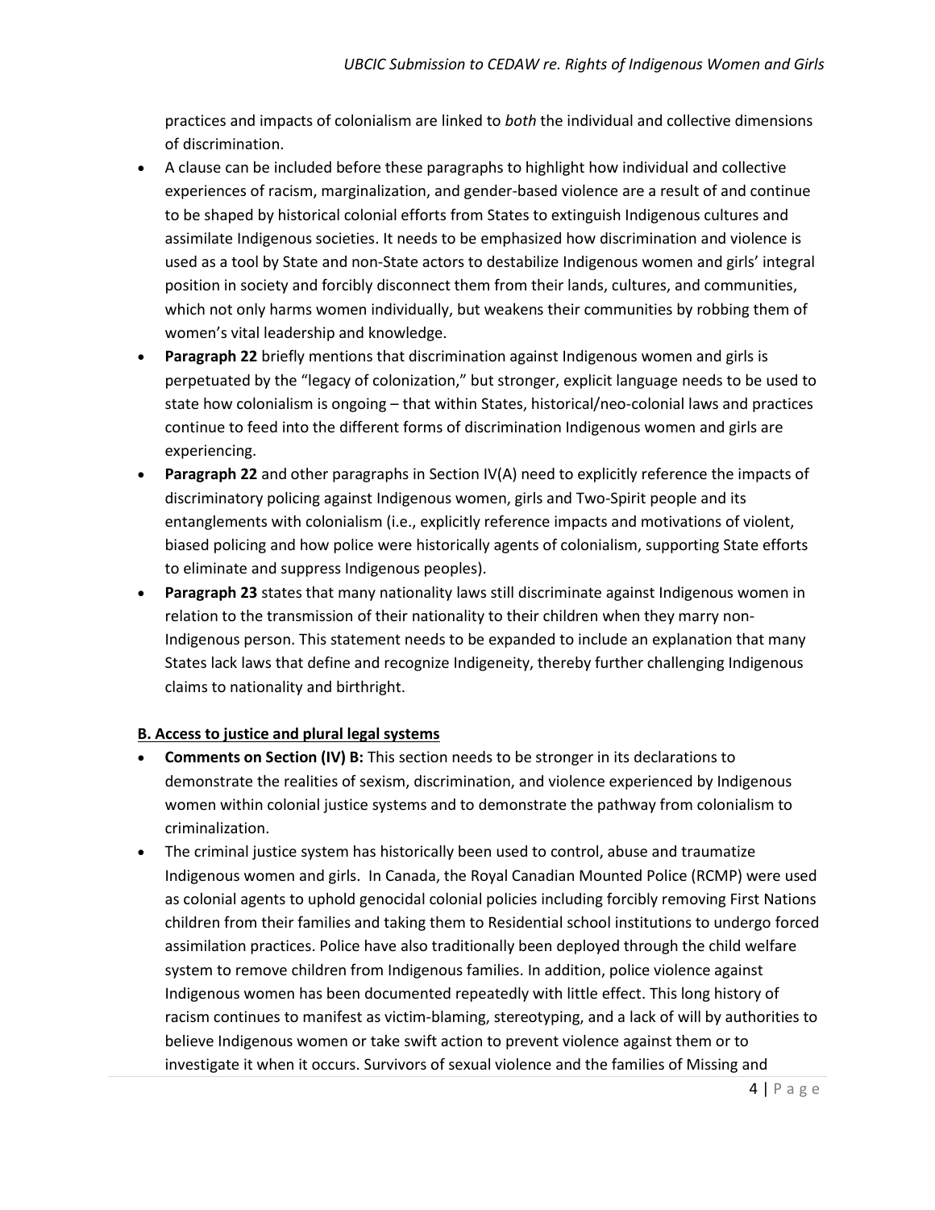practices and impacts of colonialism are linked to *both* the individual and collective dimensions of discrimination.

- A clause can be included before these paragraphs to highlight how individual and collective experiences of racism, marginalization, and gender-based violence are a result of and continue to be shaped by historical colonial efforts from States to extinguish Indigenous cultures and assimilate Indigenous societies. It needs to be emphasized how discrimination and violence is used as a tool by State and non-State actors to destabilize Indigenous women and girls' integral position in society and forcibly disconnect them from their lands, cultures, and communities, which not only harms women individually, but weakens their communities by robbing them of women's vital leadership and knowledge.
- **Paragraph 22** briefly mentions that discrimination against Indigenous women and girls is perpetuated by the "legacy of colonization," but stronger, explicit language needs to be used to state how colonialism is ongoing – that within States, historical/neo-colonial laws and practices continue to feed into the different forms of discrimination Indigenous women and girls are experiencing.
- **Paragraph 22** and other paragraphs in Section IV(A) need to explicitly reference the impacts of discriminatory policing against Indigenous women, girls and Two-Spirit people and its entanglements with colonialism (i.e., explicitly reference impacts and motivations of violent, biased policing and how police were historically agents of colonialism, supporting State efforts to eliminate and suppress Indigenous peoples).
- **Paragraph 23** states that many nationality laws still discriminate against Indigenous women in relation to the transmission of their nationality to their children when they marry non-Indigenous person. This statement needs to be expanded to include an explanation that many States lack laws that define and recognize Indigeneity, thereby further challenging Indigenous claims to nationality and birthright.

**B. Access to justice and plural legal systems**

- **Comments on Section (IV) B:** This section needs to be stronger in its declarations to demonstrate the realities of sexism, discrimination, and violence experienced by Indigenous women within colonial justice systems and to demonstrate the pathway from colonialism to criminalization.
- The criminal justice system has historically been used to control, abuse and traumatize Indigenous women and girls. In Canada, the Royal Canadian Mounted Police (RCMP) were used as colonial agents to uphold genocidal colonial policies including forcibly removing First Nations children from their families and taking them to Residential school institutions to undergo forced assimilation practices. Police have also traditionally been deployed through the child welfare system to remove children from Indigenous families. In addition, police violence against Indigenous women has been documented repeatedly with little effect. This long history of racism continues to manifest as victim-blaming, stereotyping, and a lack of will by authorities to believe Indigenous women or take swift action to prevent violence against them or to investigate it when it occurs. Survivors of sexual violence and the families of Missing and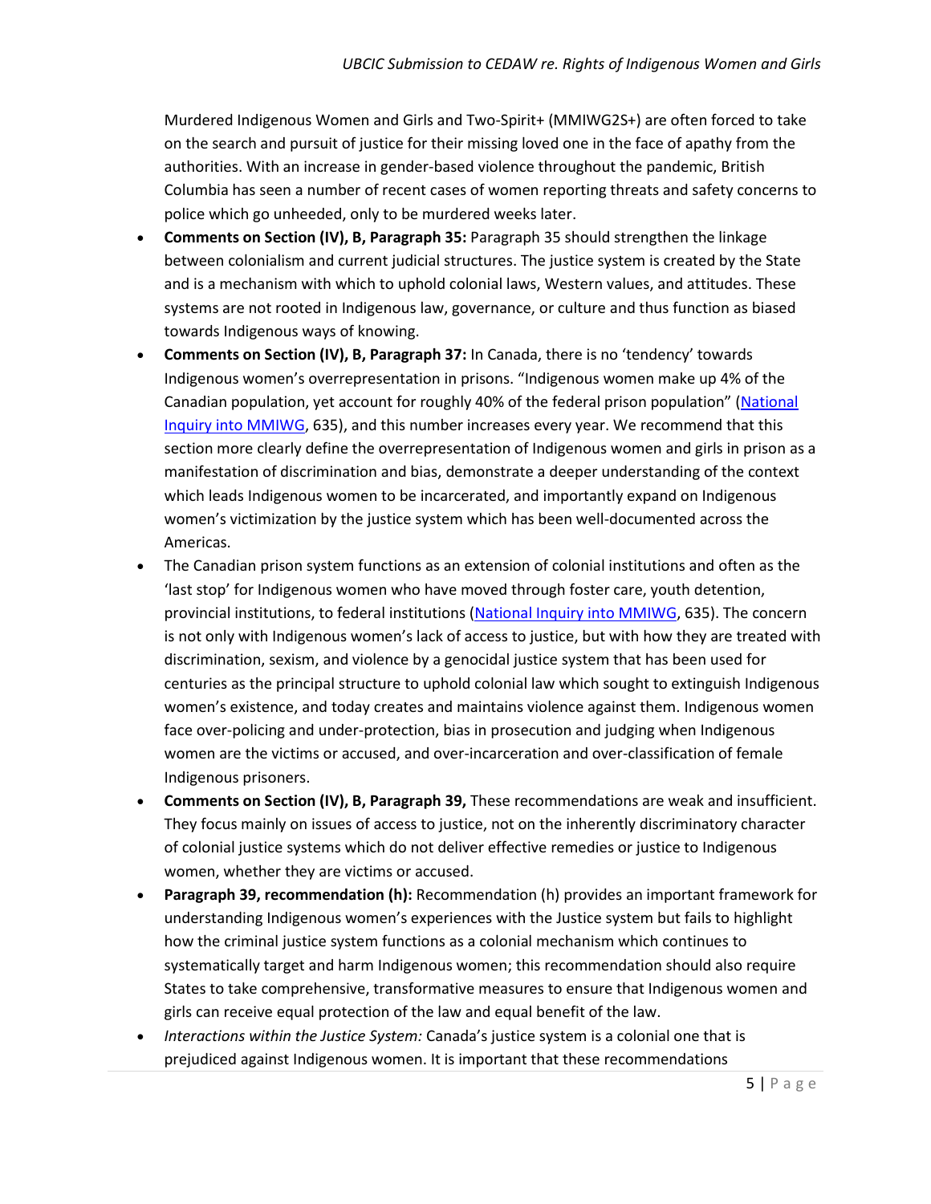Murdered Indigenous Women and Girls and Two-Spirit+ (MMIWG2S+) are often forced to take on the search and pursuit of justice for their missing loved one in the face of apathy from the authorities. With an increase in gender-based violence throughout the pandemic, British Columbia has seen a number of recent cases of women reporting threats and safety concerns to police which go unheeded, only to be murdered weeks later.

- **Comments on Section (IV), B, Paragraph 35:** Paragraph 35 should strengthen the linkage between colonialism and current judicial structures. The justice system is created by the State and is a mechanism with which to uphold colonial laws, Western values, and attitudes. These systems are not rooted in Indigenous law, governance, or culture and thus function as biased towards Indigenous ways of knowing.
- **Comments on Section (IV), B, Paragraph 37:** In Canada, there is no 'tendency' towards Indigenous women's overrepresentation in prisons. "Indigenous women make up 4% of the Canadian population, yet account for roughly 40% of the federal prison population" (National Inquiry into MMIWG, 635), and this number increases every year. We recommend that this section more clearly define the overrepresentation of Indigenous women and girls in prison as a manifestation of discrimination and bias, demonstrate a deeper understanding of the context which leads Indigenous women to be incarcerated, and importantly expand on Indigenous women's victimization by the justice system which has been well-documented across the Americas.
- The Canadian prison system functions as an extension of colonial institutions and often as the 'last stop' for Indigenous women who have moved through foster care, youth detention, provincial institutions, to federal institutions (National Inquiry into MMIWG, 635). The concern is not only with Indigenous women's lack of access to justice, but with how they are treated with discrimination, sexism, and violence by a genocidal justice system that has been used for centuries as the principal structure to uphold colonial law which sought to extinguish Indigenous women's existence, and today creates and maintains violence against them. Indigenous women face over-policing and under-protection, bias in prosecution and judging when Indigenous women are the victims or accused, and over-incarceration and over-classification of female Indigenous prisoners.
- **Comments on Section (IV), B, Paragraph 39,** These recommendations are weak and insufficient. They focus mainly on issues of access to justice, not on the inherently discriminatory character of colonial justice systems which do not deliver effective remedies or justice to Indigenous women, whether they are victims or accused.
- **Paragraph 39, recommendation (h):** Recommendation (h) provides an important framework for understanding Indigenous women's experiences with the Justice system but fails to highlight how the criminal justice system functions as a colonial mechanism which continues to systematically target and harm Indigenous women; this recommendation should also require States to take comprehensive, transformative measures to ensure that Indigenous women and girls can receive equal protection of the law and equal benefit of the law.
- *Interactions within the Justice System:* Canada's justice system is a colonial one that is prejudiced against Indigenous women. It is important that these recommendations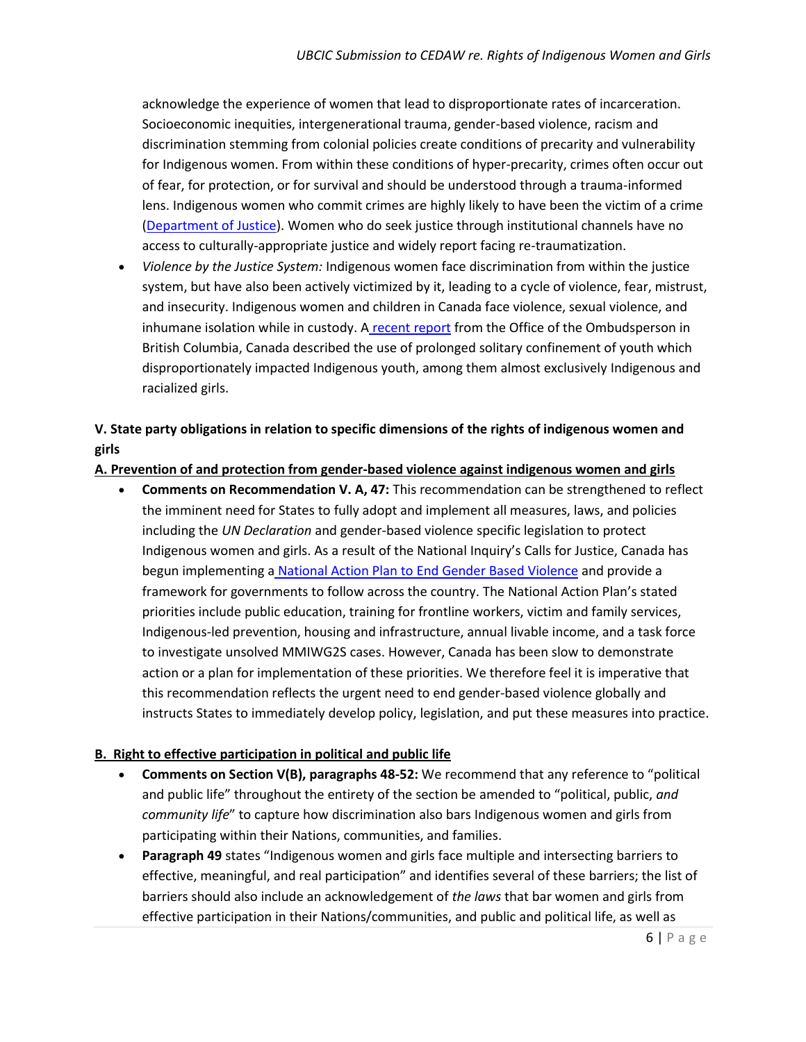acknowledge the experience of women that lead to disproportionate rates of incarceration. Socioeconomic inequities, intergenerational trauma, gender-based violence, racism and discrimination stemming from colonial policies create conditions of precarity and vulnerability for Indigenous women. From within these conditions of hyper-precarity, crimes often occur out of fear, for protection, or for survival and should be understood through a trauma-informed lens. Indigenous women who commit crimes are highly likely to have been the victim of a crime (Department of Justice). Women who do seek justice through institutional channels have no access to culturally-appropriate justice and widely report facing re-traumatization.

- *Violence by the Justice System:* Indigenous women face discrimination from within the justice system, but have also been actively victimized by it, leading to a cycle of violence, fear, mistrust, and insecurity. Indigenous women and children in Canada face violence, sexual violence, and inhumane isolation while in custody. A recent report from the Office of the Ombudsperson in British Columbia, Canada described the use of prolonged solitary confinement of youth which disproportionately impacted Indigenous youth, among them almost exclusively Indigenous and racialized girls.

**V. State party obligations in relation to specific dimensions of the rights of indigenous women and girls**

**A. Prevention of and protection from gender-based violence against indigenous women and girls**

- **Comments on Recommendation V. A, 47:** This recommendation can be strengthened to reflect the imminent need for States to fully adopt and implement all measures, laws, and policies including the *UN Declaration* and gender-based violence specific legislation to protect Indigenous women and girls. As a result of the National Inquiry's Calls for Justice, Canada has begun implementing a National Action Plan to End Gender Based Violence and provide a framework for governments to follow across the country. The National Action Plan's stated priorities include public education, training for frontline workers, victim and family services, Indigenous-led prevention, housing and infrastructure, annual livable income, and a task force to investigate unsolved MMIWG2S cases. However, Canada has been slow to demonstrate action or a plan for implementation of these priorities. We therefore feel it is imperative that this recommendation reflects the urgent need to end gender-based violence globally and instructs States to immediately develop policy, legislation, and put these measures into practice.

**B. Right to effective participation in political and public life**

- **Comments on Section V(B), paragraphs 48-52:** We recommend that any reference to "political and public life" throughout the entirety of the section be amended to "political, public, *and community life*" to capture how discrimination also bars Indigenous women and girls from participating within their Nations, communities, and families.
- **Paragraph 49** states "Indigenous women and girls face multiple and intersecting barriers to effective, meaningful, and real participation" and identifies several of these barriers; the list of barriers should also include an acknowledgement of *the laws* that bar women and girls from effective participation in their Nations/communities, and public and political life, as well as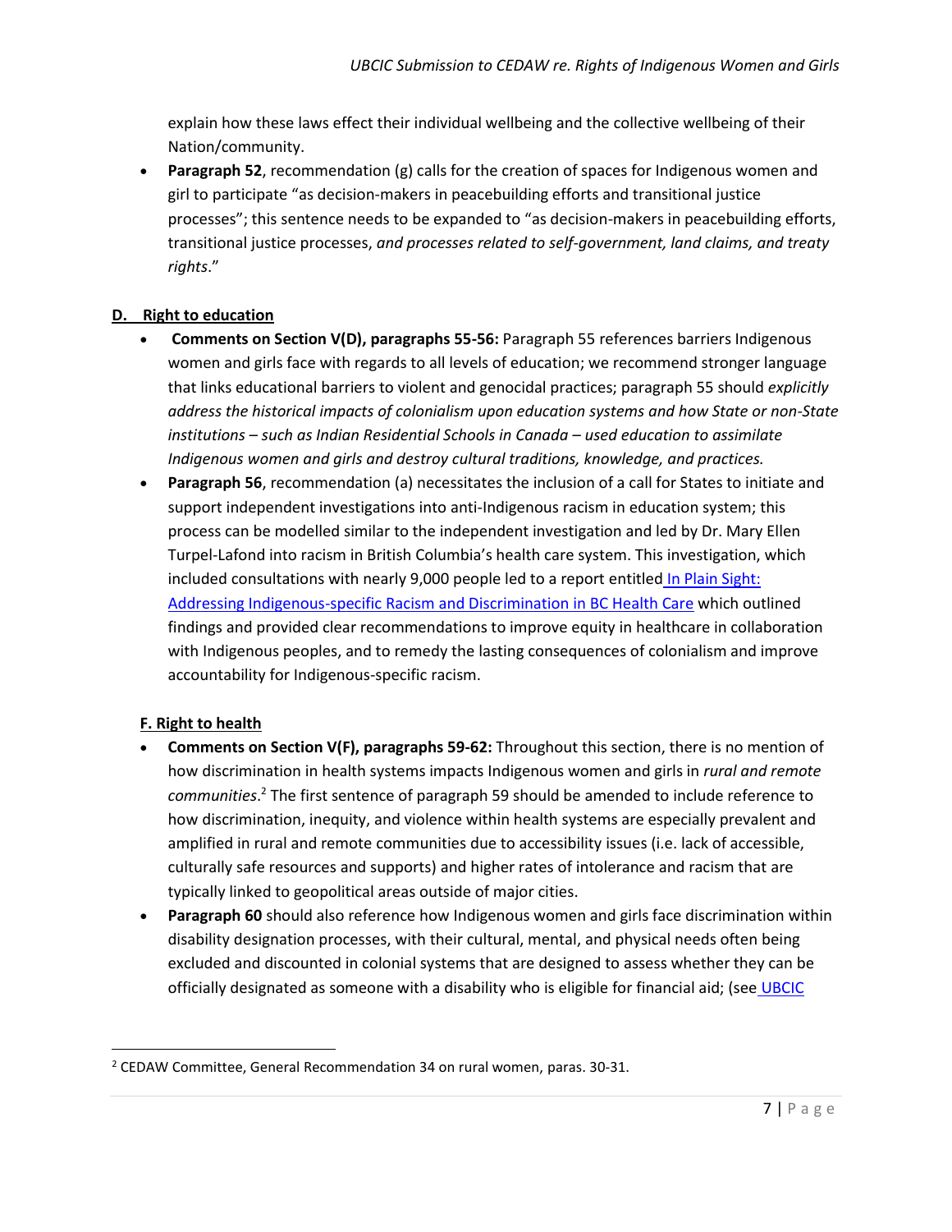explain how these laws effect their individual wellbeing and the collective wellbeing of their Nation/community.

- **Paragraph 52**, recommendation (g) calls for the creation of spaces for Indigenous women and girl to participate "as decision-makers in peacebuilding efforts and transitional justice processes"; this sentence needs to be expanded to "as decision-makers in peacebuilding efforts, transitional justice processes, *and processes related to self-government, land claims, and treaty rights*."

## D. Right to education

- **Comments on Section V(D), paragraphs 55-56:** Paragraph 55 references barriers Indigenous women and girls face with regards to all levels of education; we recommend stronger language that links educational barriers to violent and genocidal practices; paragraph 55 should *explicitly address the historical impacts of colonialism upon education systems and how State or non-State institutions – such as Indian Residential Schools in Canada – used education to assimilate Indigenous women and girls and destroy cultural traditions, knowledge, and practices.*
- **Paragraph 56**, recommendation (a) necessitates the inclusion of a call for States to initiate and support independent investigations into anti-Indigenous racism in education system; this process can be modelled similar to the independent investigation and led by Dr. Mary Ellen Turpel-Lafond into racism in British Columbia's health care system. This investigation, which included consultations with nearly 9,000 people led to a report entitled [In Plain Sight: Addressing Indigenous-specific Racism and Discrimination in BC Health Care] which outlined findings and provided clear recommendations to improve equity in healthcare in collaboration with Indigenous peoples, and to remedy the lasting consequences of colonialism and improve accountability for Indigenous-specific racism.

## F. Right to health

- **Comments on Section V(F), paragraphs 59-62:** Throughout this section, there is no mention of how discrimination in health systems impacts Indigenous women and girls in *rural and remote communities*.[2] The first sentence of paragraph 59 should be amended to include reference to how discrimination, inequity, and violence within health systems are especially prevalent and amplified in rural and remote communities due to accessibility issues (i.e. lack of accessible, culturally safe resources and supports) and higher rates of intolerance and racism that are typically linked to geopolitical areas outside of major cities.
- **Paragraph 60** should also reference how Indigenous women and girls face discrimination within disability designation processes, with their cultural, mental, and physical needs often being excluded and discounted in colonial systems that are designed to assess whether they can be officially designated as someone with a disability who is eligible for financial aid; (see UBCIC

[2] CEDAW Committee, General Recommendation 34 on rural women, paras. 30-31.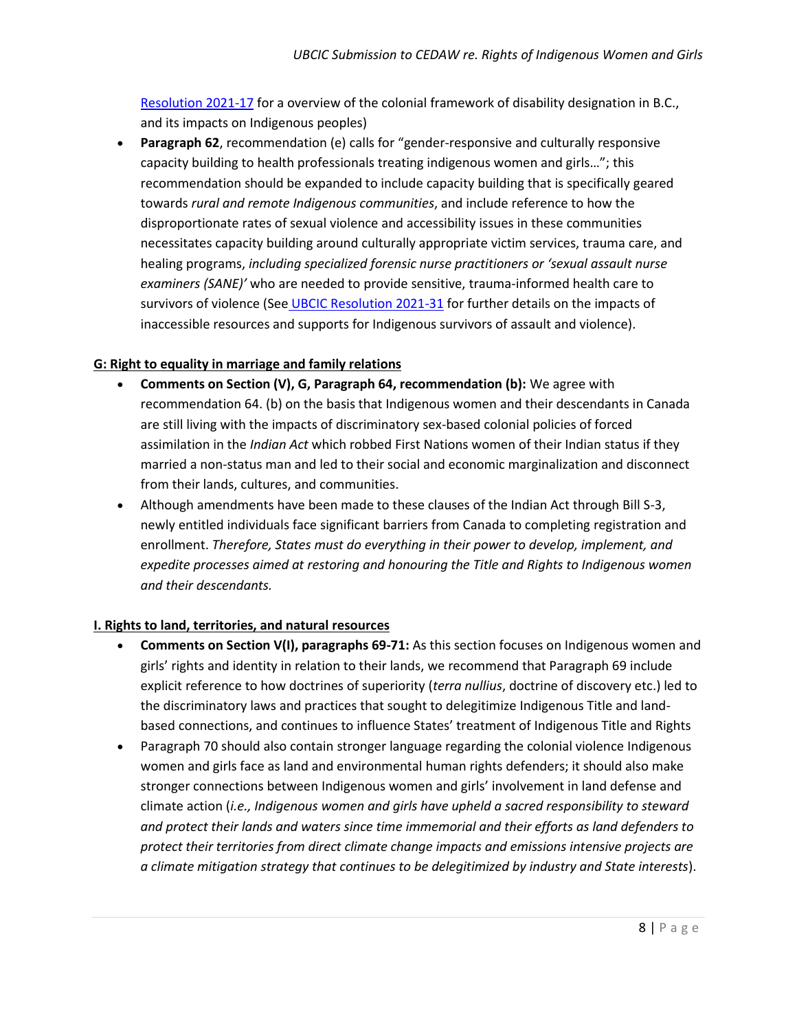Resolution 2021-17 for a overview of the colonial framework of disability designation in B.C., and its impacts on Indigenous peoples)

- **Paragraph 62**, recommendation (e) calls for "gender-responsive and culturally responsive capacity building to health professionals treating indigenous women and girls…"; this recommendation should be expanded to include capacity building that is specifically geared towards *rural and remote Indigenous communities*, and include reference to how the disproportionate rates of sexual violence and accessibility issues in these communities necessitates capacity building around culturally appropriate victim services, trauma care, and healing programs, *including specialized forensic nurse practitioners or 'sexual assault nurse examiners (SANE)'* who are needed to provide sensitive, trauma-informed health care to survivors of violence (See UBCIC Resolution 2021-31 for further details on the impacts of inaccessible resources and supports for Indigenous survivors of assault and violence).

**G: Right to equality in marriage and family relations**

- **Comments on Section (V), G, Paragraph 64, recommendation (b):** We agree with recommendation 64. (b) on the basis that Indigenous women and their descendants in Canada are still living with the impacts of discriminatory sex-based colonial policies of forced assimilation in the *Indian Act* which robbed First Nations women of their Indian status if they married a non-status man and led to their social and economic marginalization and disconnect from their lands, cultures, and communities.
- Although amendments have been made to these clauses of the Indian Act through Bill S-3, newly entitled individuals face significant barriers from Canada to completing registration and enrollment. *Therefore, States must do everything in their power to develop, implement, and expedite processes aimed at restoring and honouring the Title and Rights to Indigenous women and their descendants.*

**I. Rights to land, territories, and natural resources**

- **Comments on Section V(I), paragraphs 69-71:** As this section focuses on Indigenous women and girls' rights and identity in relation to their lands, we recommend that Paragraph 69 include explicit reference to how doctrines of superiority (*terra nullius*, doctrine of discovery etc.) led to the discriminatory laws and practices that sought to delegitimize Indigenous Title and land-based connections, and continues to influence States' treatment of Indigenous Title and Rights
- Paragraph 70 should also contain stronger language regarding the colonial violence Indigenous women and girls face as land and environmental human rights defenders; it should also make stronger connections between Indigenous women and girls' involvement in land defense and climate action (*i.e., Indigenous women and girls have upheld a sacred responsibility to steward and protect their lands and waters since time immemorial and their efforts as land defenders to protect their territories from direct climate change impacts and emissions intensive projects are a climate mitigation strategy that continues to be delegitimized by industry and State interests*).